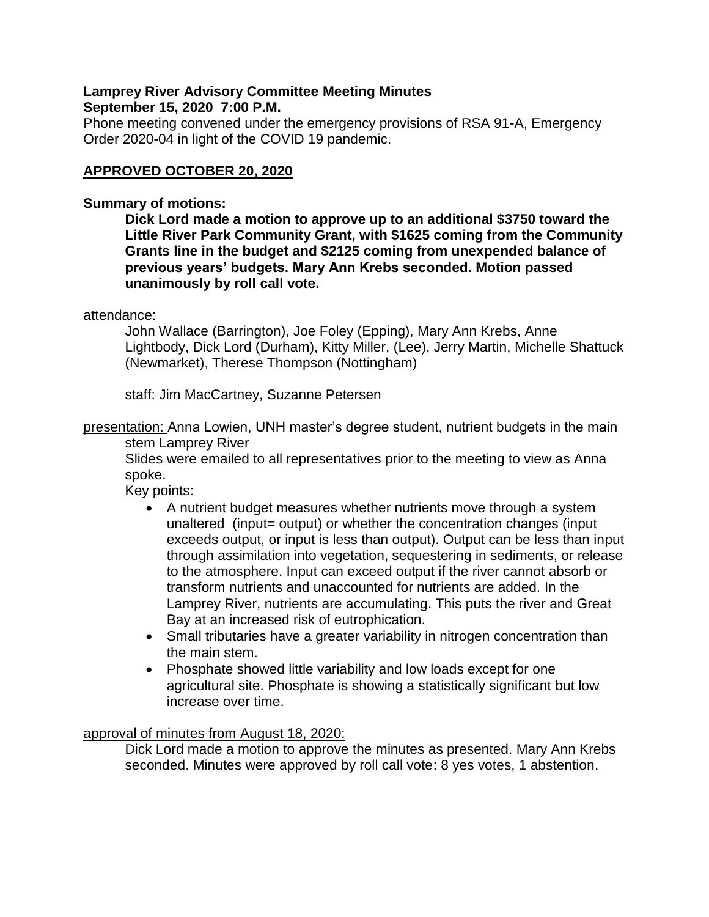**Lamprey River Advisory Committee Meeting Minutes**
**September 15, 2020 7:00 P.M.**

Phone meeting convened under the emergency provisions of RSA 91-A, Emergency Order 2020-04 in light of the COVID 19 pandemic.

**APPROVED OCTOBER 20, 2020**

**Summary of motions:**

> **Dick Lord made a motion to approve up to an additional $3750 toward the Little River Park Community Grant, with $1625 coming from the Community Grants line in the budget and $2125 coming from unexpended balance of previous years' budgets. Mary Ann Krebs seconded. Motion passed unanimously by roll call vote.**

attendance:

> John Wallace (Barrington), Joe Foley (Epping), Mary Ann Krebs, Anne Lightbody, Dick Lord (Durham), Kitty Miller, (Lee), Jerry Martin, Michelle Shattuck (Newmarket), Therese Thompson (Nottingham)
>
> staff: Jim MacCartney, Suzanne Petersen

presentation: Anna Lowien, UNH master's degree student, nutrient budgets in the main stem Lamprey River

> Slides were emailed to all representatives prior to the meeting to view as Anna spoke.
>
> Key points:
>
> - A nutrient budget measures whether nutrients move through a system unaltered (input= output) or whether the concentration changes (input exceeds output, or input is less than output). Output can be less than input through assimilation into vegetation, sequestering in sediments, or release to the atmosphere. Input can exceed output if the river cannot absorb or transform nutrients and unaccounted for nutrients are added. In the Lamprey River, nutrients are accumulating. This puts the river and Great Bay at an increased risk of eutrophication.
> - Small tributaries have a greater variability in nitrogen concentration than the main stem.
> - Phosphate showed little variability and low loads except for one agricultural site. Phosphate is showing a statistically significant but low increase over time.

approval of minutes from August 18, 2020:

> Dick Lord made a motion to approve the minutes as presented. Mary Ann Krebs seconded. Minutes were approved by roll call vote: 8 yes votes, 1 abstention.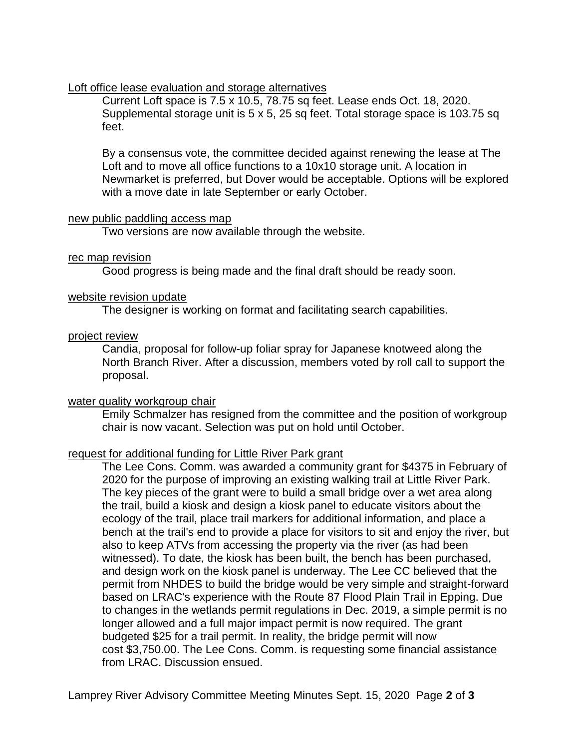<u>Loft office lease evaluation and storage alternatives</u>

Current Loft space is 7.5 x 10.5, 78.75 sq feet. Lease ends Oct. 18, 2020. Supplemental storage unit is 5 x 5, 25 sq feet. Total storage space is 103.75 sq feet.

By a consensus vote, the committee decided against renewing the lease at The Loft and to move all office functions to a 10x10 storage unit. A location in Newmarket is preferred, but Dover would be acceptable. Options will be explored with a move date in late September or early October.

<u>new public paddling access map</u>

Two versions are now available through the website.

<u>rec map revision</u>

Good progress is being made and the final draft should be ready soon.

<u>website revision update</u>

The designer is working on format and facilitating search capabilities.

<u>project review</u>

Candia, proposal for follow-up foliar spray for Japanese knotweed along the North Branch River. After a discussion, members voted by roll call to support the proposal.

<u>water quality workgroup chair</u>

Emily Schmalzer has resigned from the committee and the position of workgroup chair is now vacant. Selection was put on hold until October.

<u>request for additional funding for Little River Park grant</u>

The Lee Cons. Comm. was awarded a community grant for $4375 in February of 2020 for the purpose of improving an existing walking trail at Little River Park. The key pieces of the grant were to build a small bridge over a wet area along the trail, build a kiosk and design a kiosk panel to educate visitors about the ecology of the trail, place trail markers for additional information, and place a bench at the trail's end to provide a place for visitors to sit and enjoy the river, but also to keep ATVs from accessing the property via the river (as had been witnessed). To date, the kiosk has been built, the bench has been purchased, and design work on the kiosk panel is underway. The Lee CC believed that the permit from NHDES to build the bridge would be very simple and straight-forward based on LRAC's experience with the Route 87 Flood Plain Trail in Epping. Due to changes in the wetlands permit regulations in Dec. 2019, a simple permit is no longer allowed and a full major impact permit is now required. The grant budgeted $25 for a trail permit. In reality, the bridge permit will now cost $3,750.00. The Lee Cons. Comm. is requesting some financial assistance from LRAC. Discussion ensued.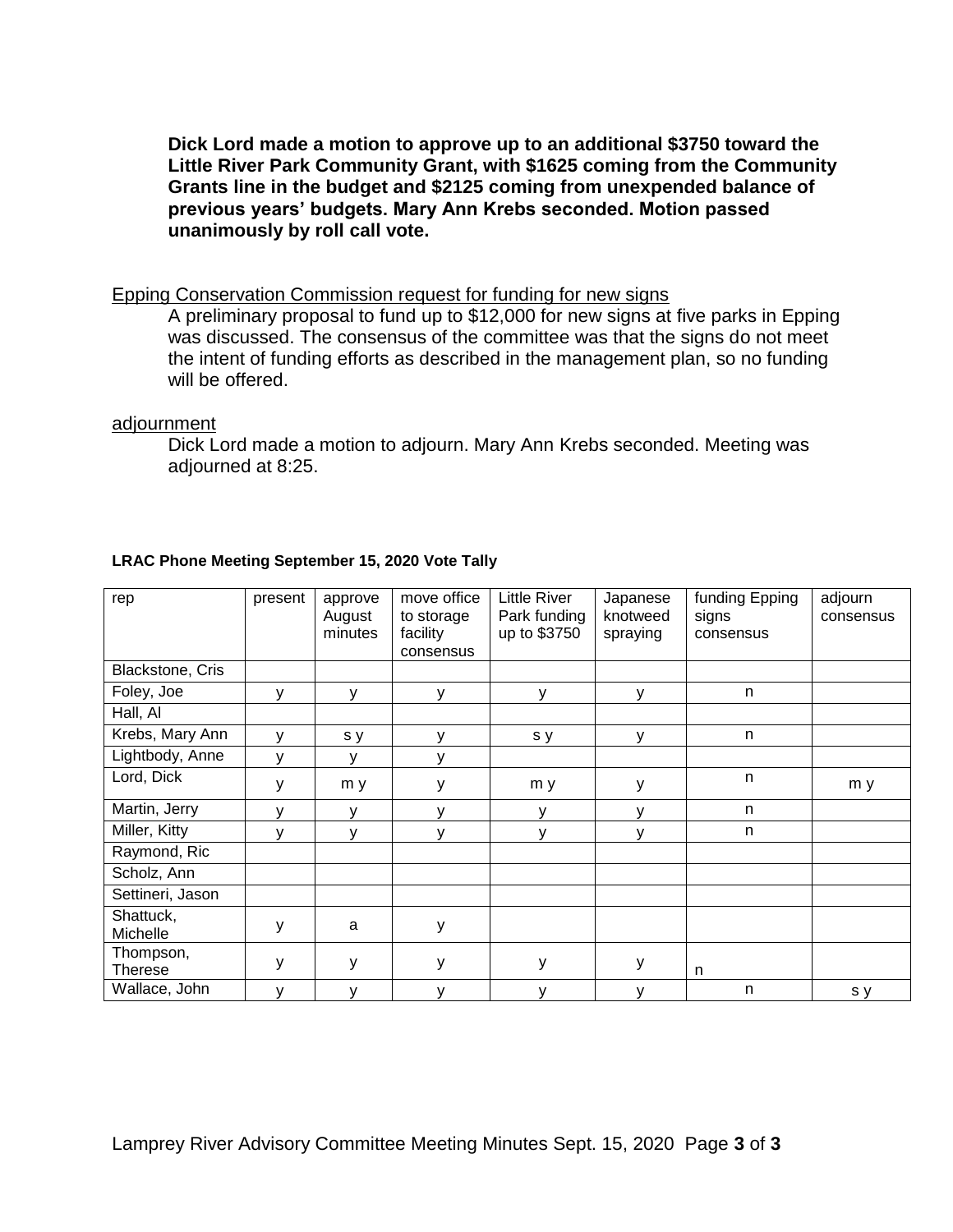**Dick Lord made a motion to approve up to an additional $3750 toward the Little River Park Community Grant, with $1625 coming from the Community Grants line in the budget and $2125 coming from unexpended balance of previous years' budgets. Mary Ann Krebs seconded. Motion passed unanimously by roll call vote.**

Epping Conservation Commission request for funding for new signs

A preliminary proposal to fund up to $12,000 for new signs at five parks in Epping was discussed. The consensus of the committee was that the signs do not meet the intent of funding efforts as described in the management plan, so no funding will be offered.

adjournment

Dick Lord made a motion to adjourn. Mary Ann Krebs seconded. Meeting was adjourned at 8:25.

**LRAC Phone Meeting September 15, 2020 Vote Tally**

| rep | present | approve August minutes | move office to storage facility consensus | Little River Park funding up to $3750 | Japanese knotweed spraying | funding Epping signs consensus | adjourn consensus |
|---|---|---|---|---|---|---|---|
| Blackstone, Cris | | | | | | | |
| Foley, Joe | y | y | y | y | y | n | |
| Hall, Al | | | | | | | |
| Krebs, Mary Ann | y | s y | y | s y | y | n | |
| Lightbody, Anne | y | y | y | | | | |
| Lord, Dick | y | m y | y | m y | y | n | m y |
| Martin, Jerry | y | y | y | y | y | n | |
| Miller, Kitty | y | y | y | y | y | n | |
| Raymond, Ric | | | | | | | |
| Scholz, Ann | | | | | | | |
| Settineri, Jason | | | | | | | |
| Shattuck, Michelle | y | a | y | | | | |
| Thompson, Therese | y | y | y | y | y | n | |
| Wallace, John | y | y | y | y | y | n | s y |